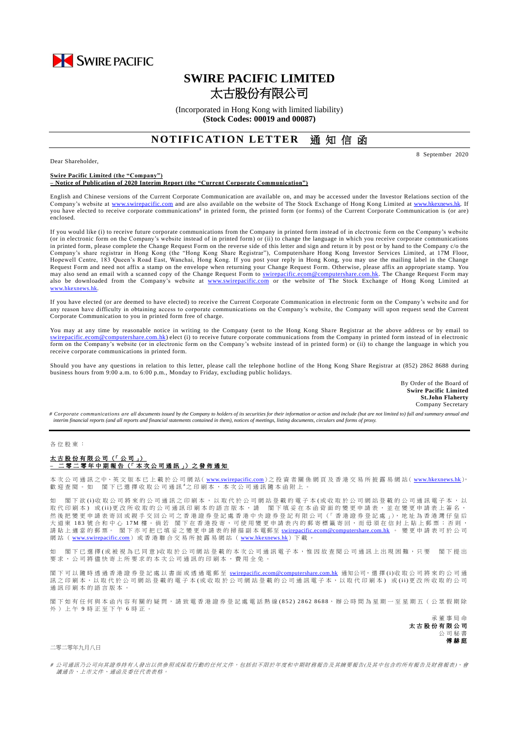SWIRE PACIFIC

# SWIRE PACIFIC LIMITED
# 太古股份有限公司

(Incorporated in Hong Kong with limited liability)
**(Stock Codes: 00019 and 00087)**

## NOTIFICATION LETTER 通知信函

8 September 2020

Dear Shareholder,

**Swire Pacific Limited (the "Company")**
**– Notice of Publication of 2020 Interim Report (the "Current Corporate Communication")**

English and Chinese versions of the Current Corporate Communication are available on, and may be accessed under the Investor Relations section of the Company's website at www.swirepacific.com and are also available on the website of The Stock Exchange of Hong Kong Limited at www.hkexnews.hk. If you have elected to receive corporate communications# in printed form, the printed form (or forms) of the Current Corporate Communication is (or are) enclosed.

If you would like (i) to receive future corporate communications from the Company in printed form instead of in electronic form on the Company's website (or in electronic form on the Company's website instead of in printed form) or (ii) to change the language in which you receive corporate communications in printed form, please complete the Change Request Form on the reverse side of this letter and sign and return it by post or by hand to the Company c/o the Company's share registrar in Hong Kong (the "Hong Kong Share Registrar"), Computershare Hong Kong Investor Services Limited, at 17M Floor, Hopewell Centre, 183 Queen's Road East, Wanchai, Hong Kong. If you post your reply in Hong Kong, you may use the mailing label in the Change Request Form and need not affix a stamp on the envelope when returning your Change Request Form. Otherwise, please affix an appropriate stamp. You may also send an email with a scanned copy of the Change Request Form to swirepacific.ecom@computershare.com.hk. The Change Request Form may also be downloaded from the Company's website at www.swirepacific.com or the website of The Stock Exchange of Hong Kong Limited at www.hkexnews.hk.

If you have elected (or are deemed to have elected) to receive the Current Corporate Communication in electronic form on the Company's website and for any reason have difficulty in obtaining access to corporate communications on the Company's website, the Company will upon request send the Current Corporate Communication to you in printed form free of charge.

You may at any time by reasonable notice in writing to the Company (sent to the Hong Kong Share Registrar at the above address or by email to swirepacific.ecom@computershare.com.hk) elect (i) to receive future corporate communications from the Company in printed form instead of in electronic form on the Company's website (or in electronic form on the Company's website instead of in printed form) or (ii) to change the language in which you receive corporate communications in printed form.

Should you have any questions in relation to this letter, please call the telephone hotline of the Hong Kong Share Registrar at (852) 2862 8688 during business hours from 9:00 a.m. to 6:00 p.m., Monday to Friday, excluding public holidays.

By Order of the Board of
**Swire Pacific Limited**
**St.John Flaherty**
Company Secretary

*# Corporate communications are all documents issued by the Company to holders of its securities for their information or action and include (but are not limited to) full and summary annual and interim financial reports (and all reports and financial statements contained in them), notices of meetings, listing documents, circulars and forms of proxy.*

---

各位股東：

**太古股份有限公司（「公司」）**
**– 二零二零年中期報告（「本次公司通訊」）之發佈通知**

本次公司通訊之中、英文版本已上載於公司網站(www.swirepacific.com)之投資者關係網頁及香港交易所披露易網站(www.hkexnews.hk)，歡迎查閱。如 閣下已選擇收取公司通訊#之印刷本，本次公司通訊隨本函附上。

如 閣下欲(i)收取公司將來的公司通訊之印刷本，以取代於公司網站登載的電子本(或收取於公司網站登載的公司通訊電子本，以取代印刷本) 或(ii)更改所收取的公司通訊印刷本的語言版本，請 閣下填妥在本函背面的變更申請表，並在變更申請表上簽名，然後把變更申請表寄回或親手交回公司之香港證券登記處香港中央證券登記有限公司(「香港證券登記處」)，地址為香港灣仔皇后大道東183號合和中心17M樓。倘若 閣下在香港投寄，可使用變更申請表內的郵寄標籤寄回，而毋須在信封上貼上郵票；否則，請貼上適當的郵票。 閣下亦可把已填妥之變更申請表的掃描副本電郵至 swirepacific.ecom@computershare.com.hk 。變更申請表可於公司網站(www.swirepacific.com)或香港聯合交易所披露易網站(www.hkexnews.hk)下載。

如 閣下已選擇(或被視為已同意)收取於公司網站登載的本次公司通訊電子本，惟因故查閱公司通訊上出現困難，只要 閣下提出要求，公司將儘快寄上所要求的本次公司通訊的印刷本，費用全免。

閣下可以隨時透過香港證券登記處以書面或透過電郵至 swirepacific.ecom@computershare.com.hk 通知公司，選擇(i)收取公司將來的公司通訊之印刷本，以取代於公司網站登載的電子本(或收取於公司網站登載的公司通訊電子本，以取代印刷本) 或(ii)更改所收取的公司通訊印刷本的語言版本。

閣下如有任何與本函內容有關的疑問，請致電香港證券登記處電話熱線(852) 2862 8688，辦公時間為星期一至星期五（公眾假期除外）上午9時正至下午6時正。

承董事局命
**太古股份有限公司**
公司秘書
**傅赫庭**

二零二零年九月八日

*# 公司通訊乃公司向其證券持有人發出以供參照或採取行動的任何文件，包括但不限於年度和中期財務報告及其摘要報告(及其中包含的所有報告及財務報表)、會議通告、上市文件、通函及委任代表表格。*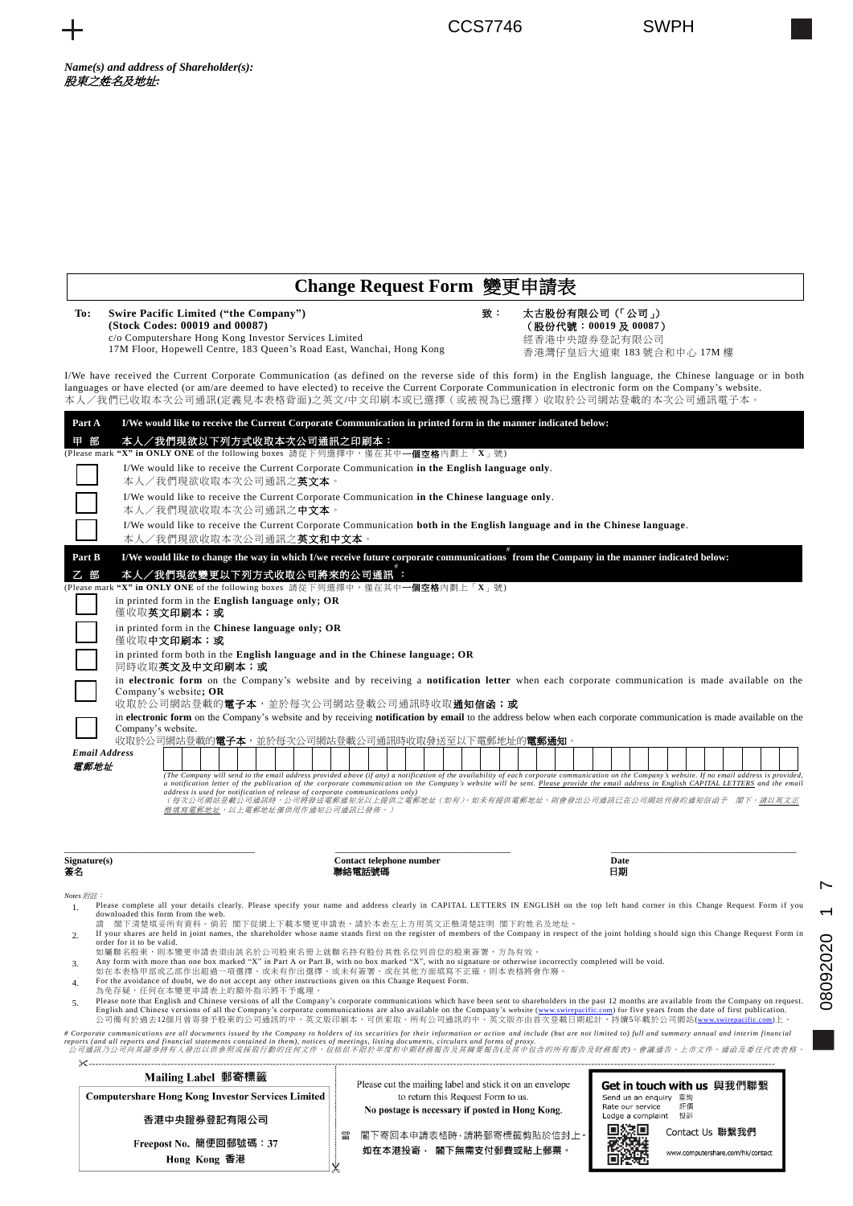*Name(s) and address of Shareholder(s):*
*股東之姓名及地址:*

# Change Request Form 變更申請表

**To:** **Swire Pacific Limited (“the Company”)**
**(Stock Codes: 00019 and 00087)**
c/o Computershare Hong Kong Investor Services Limited
17M Floor, Hopewell Centre, 183 Queen’s Road East, Wanchai, Hong Kong

**致：** **太古股份有限公司（「公司」）**
**（股份代號：00019 及 00087）**
經香港中央證券登記有限公司
香港灣仔皇后大道東 183 號合和中心 17M 樓

I/We have received the Current Corporate Communication (as defined on the reverse side of this form) in the English language, the Chinese language or in both languages or have elected (or am/are deemed to have elected) to receive the Current Corporate Communication in electronic form on the Company’s website.
本人／我們已收取本次公司通訊(定義見本表格背面)之英文/中文印刷本或已選擇（或被視為已選擇）收取於公司網站登載的本次公司通訊電子本。

**Part A** **I/We would like to receive the Current Corporate Communication in printed form in the manner indicated below:**
**甲 部** **本人／我們現欲以下列方式收取本次公司通訊之印刷本：**
(Please mark **“X”** in **ONLY ONE** of the following boxes 請從下列選擇中，僅在其中**一個空格**內劃上「**X**」號)

- ☐ I/We would like to receive the Current Corporate Communication **in the English language only**.
  本人／我們現欲收取本次公司通訊之**英文本**。
- ☐ I/We would like to receive the Current Corporate Communication **in the Chinese language only**.
  本人／我們現欲收取本次公司通訊之**中文本**。
- ☐ I/We would like to receive the Current Corporate Communication **both in the English language and in the Chinese language**.
  本人／我們現欲收取本次公司通訊之**英文和中文本**。

**Part B** **I/We would like to change the way in which I/we receive future corporate communications# from the Company in the manner indicated below:**
**乙 部** **本人／我們現欲變更以下列方式收取公司將來的公司通訊#：**
(Please mark **“X”** in **ONLY ONE** of the following boxes 請從下列選擇中，僅在其中**一個空格**內劃上「**X**」號)

- ☐ in printed form in the **English language only; OR**
  僅收取**英文印刷本；或**
- ☐ in printed form in the **Chinese language only; OR**
  僅收取**中文印刷本；或**
- ☐ in printed form both in the **English language and in the Chinese language; OR**
  同時收取**英文及中文印刷本；或**
- ☐ in **electronic form** on the Company’s website and by receiving a **notification letter** when each corporate communication is made available on the Company’s website**; OR**
  收取於公司網站登載的**電子本**，並於每次公司網站登載公司通訊時收取**通知信函；或**
- ☐ in **electronic form** on the Company’s website and by receiving **notification by email** to the address below when each corporate communication is made available on the Company’s website.
  收取於公司網站登載的**電子本**，並於每次公司網站登載公司通訊時收取發送至以下電郵地址的**電郵通知**。

***Email Address***
***電郵地址***

*(The Company will send to the email address provided above (if any) a notification of the availability of each corporate communication on the Company’s website. If no email address is provided, a notification letter of the publication of the corporate communication on the Company’s website will be sent. Please provide the email address in English CAPITAL LETTERS and the email address is used for notification of release of corporate communications only)*
*（每次公司網站登載公司通訊時，公司將發送電郵通知至以上提供之電郵地址（如有）。如未有提供電郵地址，則會發出公司通訊已在公司網站刊發的通知信函予 閣下。請以英文正楷填寫電郵地址，以上電郵地址僅供用作通知公司通訊已發佈。）*

**Signature(s)**
**簽名**

**Contact telephone number**
**聯絡電話號碼**

**Date**
**日期**

*Notes 附註：*

1. Please complete all your details clearly. Please specify your name and address clearly in CAPITAL LETTERS IN ENGLISH on the top left hand corner in this Change Request Form if you downloaded this form from the web.
   請 閣下清楚填妥所有資料。倘若 閣下從網上下載本變更申請表，請於本表左上方用英文正楷清楚註明 閣下的姓名及地址。
2. If your shares are held in joint names, the shareholder whose name stands first on the register of members of the Company in respect of the joint holding should sign this Change Request Form in order for it to be valid.
   如屬聯名股東，則本變更申請表須由該名於公司股東名冊上就聯名持有股份其姓名位列首位的股東簽署，方為有效。
3. Any form with more than one box marked “X” in Part A or Part B, with no box marked “X”, with no signature or otherwise incorrectly completed will be void.
   如在本表格甲部或乙部作出超過一項選擇、或未有作出選擇、或未有簽署、或在其他方面填寫不正確，則本表格將會作廢。
4. For the avoidance of doubt, we do not accept any other instructions given on this Change Request Form.
   為免存疑，任何在本變更申請表上的額外指示將不予處理。
5. Please note that English and Chinese versions of all the Company’s corporate communications which have been sent to shareholders in the past 12 months are available from the Company on request. English and Chinese versions of all the Company’s corporate communications are also available on the Company’s website (www.swirepacific.com) for five years from the date of first publication.
   公司備有於過去12個月曾寄發予股東的公司通訊的中、英文版印刷本，可供索取。所有公司通訊的中、英文版亦由首次登載日期起計，持續5年載於公司網站(www.swirepacific.com)上。

*# Corporate communications are all documents issued by the Company to holders of its securities for their information or action and include (but are not limited to) full and summary annual and interim financial reports (and all reports and financial statements contained in them), notices of meetings, listing documents, circulars and forms of proxy.*
*公司通訊乃公司向其證券持有人發出以供參照或採取行動的任何文件，包括但不限於年度和中期財務報告及其摘要報告(及其中包含的所有報告及財務報表)、會議通告、上市文件、通函及委任代表表格。*

**Mailing Label 郵寄標籤**

**Computershare Hong Kong Investor Services Limited**
**香港中央證券登記有限公司**
**Freepost No. 簡便回郵號碼：37**
**Hong Kong 香港**

Please cut the mailing label and stick it on an envelope to return this Request Form to us.
**No postage is necessary if posted in Hong Kong.**

當 閣下寄回本申請表格時，請將郵寄標籤剪貼於信封上。
**如在本港投寄， 閣下無需支付郵費或貼上郵票。**

**Get in touch with us 與我們聯繫**
Send us an enquiry 查詢
Rate our service 評價
Lodge a complaint 投訴
Contact Us 聯繫我們
www.computershare.com/hk/contact